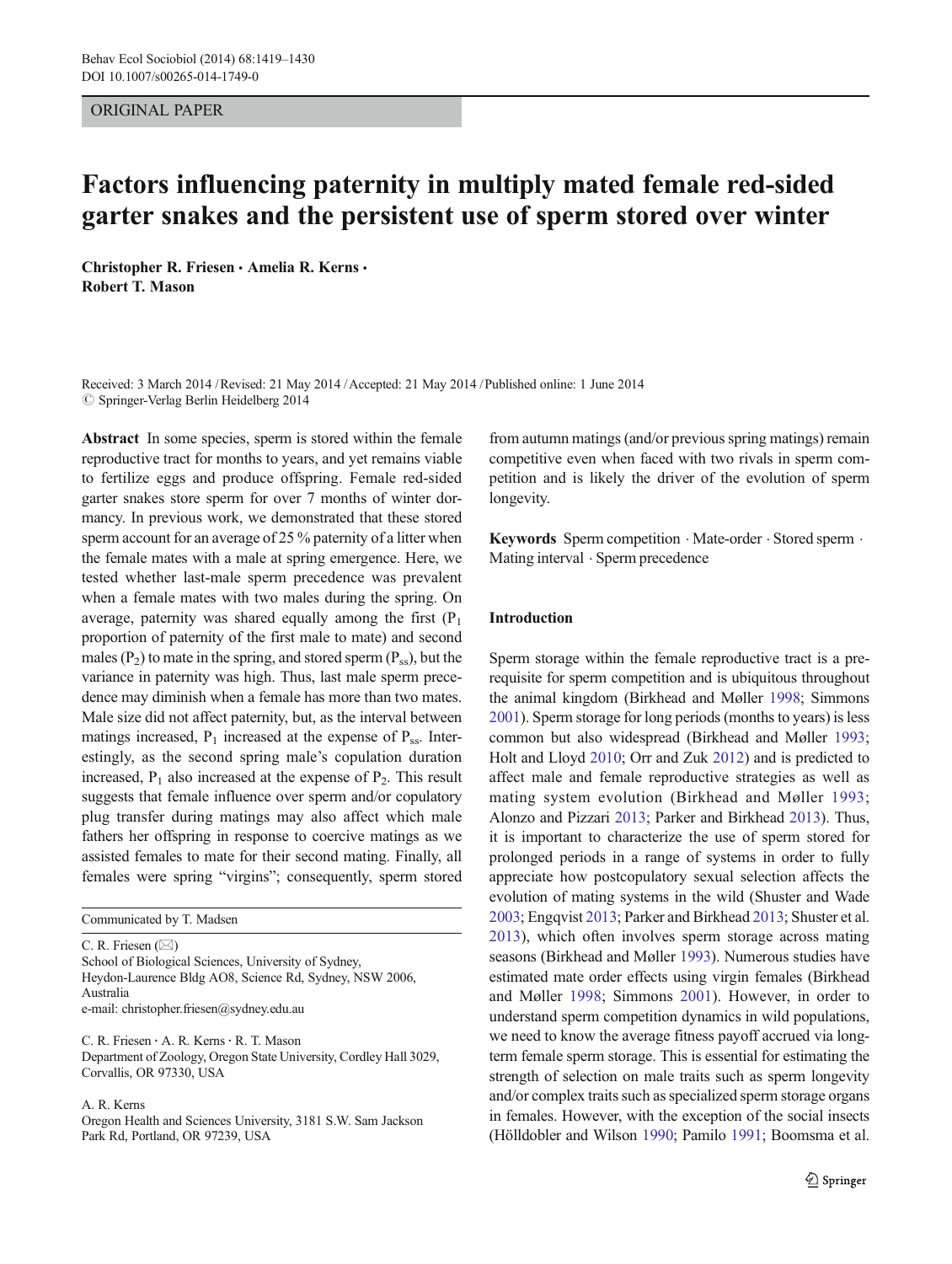ORIGINAL PAPER

# Factors influencing paternity in multiply mated female red-sided garter snakes and the persistent use of sperm stored over winter

**Christopher R. Friesen · Amelia R. Kerns · Robert T. Mason**

Received: 3 March 2014 / Revised: 21 May 2014 / Accepted: 21 May 2014 / Published online: 1 June 2014
© Springer-Verlag Berlin Heidelberg 2014

**Abstract** In some species, sperm is stored within the female reproductive tract for months to years, and yet remains viable to fertilize eggs and produce offspring. Female red-sided garter snakes store sperm for over 7 months of winter dormancy. In previous work, we demonstrated that these stored sperm account for an average of 25 % paternity of a litter when the female mates with a male at spring emergence. Here, we tested whether last-male sperm precedence was prevalent when a female mates with two males during the spring. On average, paternity was shared equally among the first ($P_1$ proportion of paternity of the first male to mate) and second males ($P_2$) to mate in the spring, and stored sperm ($P_{ss}$), but the variance in paternity was high. Thus, last male sperm precedence may diminish when a female has more than two mates. Male size did not affect paternity, but, as the interval between matings increased, $P_1$ increased at the expense of $P_{ss}$. Interestingly, as the second spring male's copulation duration increased, $P_1$ also increased at the expense of $P_2$. This result suggests that female influence over sperm and/or copulatory plug transfer during matings may also affect which male fathers her offspring in response to coercive matings as we assisted females to mate for their second mating. Finally, all females were spring "virgins"; consequently, sperm stored from autumn matings (and/or previous spring matings) remain competitive even when faced with two rivals in sperm competition and is likely the driver of the evolution of sperm longevity.

**Keywords** Sperm competition · Mate-order · Stored sperm · Mating interval · Sperm precedence

Communicated by T. Madsen

C. R. Friesen (✉)
School of Biological Sciences, University of Sydney, Heydon-Laurence Bldg AO8, Science Rd, Sydney, NSW 2006, Australia
e-mail: christopher.friesen@sydney.edu.au

C. R. Friesen · A. R. Kerns · R. T. Mason
Department of Zoology, Oregon State University, Cordley Hall 3029, Corvallis, OR 97330, USA

A. R. Kerns
Oregon Health and Sciences University, 3181 S.W. Sam Jackson Park Rd, Portland, OR 97239, USA

## Introduction

Sperm storage within the female reproductive tract is a prerequisite for sperm competition and is ubiquitous throughout the animal kingdom (Birkhead and Møller 1998; Simmons 2001). Sperm storage for long periods (months to years) is less common but also widespread (Birkhead and Møller 1993; Holt and Lloyd 2010; Orr and Zuk 2012) and is predicted to affect male and female reproductive strategies as well as mating system evolution (Birkhead and Møller 1993; Alonzo and Pizzari 2013; Parker and Birkhead 2013). Thus, it is important to characterize the use of sperm stored for prolonged periods in a range of systems in order to fully appreciate how postcopulatory sexual selection affects the evolution of mating systems in the wild (Shuster and Wade 2003; Engqvist 2013; Parker and Birkhead 2013; Shuster et al. 2013), which often involves sperm storage across mating seasons (Birkhead and Møller 1993). Numerous studies have estimated mate order effects using virgin females (Birkhead and Møller 1998; Simmons 2001). However, in order to understand sperm competition dynamics in wild populations, we need to know the average fitness payoff accrued via long-term female sperm storage. This is essential for estimating the strength of selection on male traits such as sperm longevity and/or complex traits such as specialized sperm storage organs in females. However, with the exception of the social insects (Hölldobler and Wilson 1990; Pamilo 1991; Boomsma et al.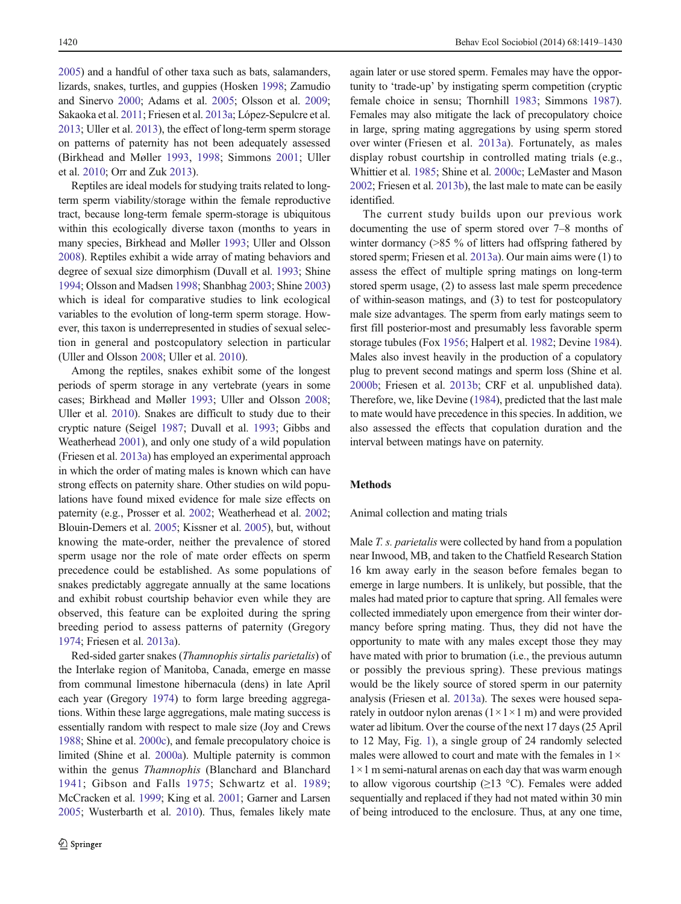2005) and a handful of other taxa such as bats, salamanders, lizards, snakes, turtles, and guppies (Hosken 1998; Zamudio and Sinervo 2000; Adams et al. 2005; Olsson et al. 2009; Sakaoka et al. 2011; Friesen et al. 2013a; López-Sepulcre et al. 2013; Uller et al. 2013), the effect of long-term sperm storage on patterns of paternity has not been adequately assessed (Birkhead and Møller 1993, 1998; Simmons 2001; Uller et al. 2010; Orr and Zuk 2013).

Reptiles are ideal models for studying traits related to long-term sperm viability/storage within the female reproductive tract, because long-term female sperm-storage is ubiquitous within this ecologically diverse taxon (months to years in many species, Birkhead and Møller 1993; Uller and Olsson 2008). Reptiles exhibit a wide array of mating behaviors and degree of sexual size dimorphism (Duvall et al. 1993; Shine 1994; Olsson and Madsen 1998; Shanbhag 2003; Shine 2003) which is ideal for comparative studies to link ecological variables to the evolution of long-term sperm storage. However, this taxon is underrepresented in studies of sexual selection in general and postcopulatory selection in particular (Uller and Olsson 2008; Uller et al. 2010).

Among the reptiles, snakes exhibit some of the longest periods of sperm storage in any vertebrate (years in some cases; Birkhead and Møller 1993; Uller and Olsson 2008; Uller et al. 2010). Snakes are difficult to study due to their cryptic nature (Seigel 1987; Duvall et al. 1993; Gibbs and Weatherhead 2001), and only one study of a wild population (Friesen et al. 2013a) has employed an experimental approach in which the order of mating males is known which can have strong effects on paternity share. Other studies on wild populations have found mixed evidence for male size effects on paternity (e.g., Prosser et al. 2002; Weatherhead et al. 2002; Blouin-Demers et al. 2005; Kissner et al. 2005), but, without knowing the mate-order, neither the prevalence of stored sperm usage nor the role of mate order effects on sperm precedence could be established. As some populations of snakes predictably aggregate annually at the same locations and exhibit robust courtship behavior even while they are observed, this feature can be exploited during the spring breeding period to assess patterns of paternity (Gregory 1974; Friesen et al. 2013a).

Red-sided garter snakes (*Thamnophis sirtalis parietalis*) of the Interlake region of Manitoba, Canada, emerge en masse from communal limestone hibernacula (dens) in late April each year (Gregory 1974) to form large breeding aggregations. Within these large aggregations, male mating success is essentially random with respect to male size (Joy and Crews 1988; Shine et al. 2000c), and female precopulatory choice is limited (Shine et al. 2000a). Multiple paternity is common within the genus *Thamnophis* (Blanchard and Blanchard 1941; Gibson and Falls 1975; Schwartz et al. 1989; McCracken et al. 1999; King et al. 2001; Garner and Larsen 2005; Wusterbarth et al. 2010). Thus, females likely mate again later or use stored sperm. Females may have the opportunity to 'trade-up' by instigating sperm competition (cryptic female choice in sensu; Thornhill 1983; Simmons 1987). Females may also mitigate the lack of precopulatory choice in large, spring mating aggregations by using sperm stored over winter (Friesen et al. 2013a). Fortunately, as males display robust courtship in controlled mating trials (e.g., Whittier et al. 1985; Shine et al. 2000c; LeMaster and Mason 2002; Friesen et al. 2013b), the last male to mate can be easily identified.

The current study builds upon our previous work documenting the use of sperm stored over 7–8 months of winter dormancy (>85 % of litters had offspring fathered by stored sperm; Friesen et al. 2013a). Our main aims were (1) to assess the effect of multiple spring matings on long-term stored sperm usage, (2) to assess last male sperm precedence of within-season matings, and (3) to test for postcopulatory male size advantages. The sperm from early matings seem to first fill posterior-most and presumably less favorable sperm storage tubules (Fox 1956; Halpert et al. 1982; Devine 1984). Males also invest heavily in the production of a copulatory plug to prevent second matings and sperm loss (Shine et al. 2000b; Friesen et al. 2013b; CRF et al. unpublished data). Therefore, we, like Devine (1984), predicted that the last male to mate would have precedence in this species. In addition, we also assessed the effects that copulation duration and the interval between matings have on paternity.

## Methods

### Animal collection and mating trials

Male *T. s. parietalis* were collected by hand from a population near Inwood, MB, and taken to the Chatfield Research Station 16 km away early in the season before females began to emerge in large numbers. It is unlikely, but possible, that the males had mated prior to capture that spring. All females were collected immediately upon emergence from their winter dormancy before spring mating. Thus, they did not have the opportunity to mate with any males except those they may have mated with prior to brumation (i.e., the previous autumn or possibly the previous spring). These previous matings would be the likely source of stored sperm in our paternity analysis (Friesen et al. 2013a). The sexes were housed separately in outdoor nylon arenas (1 × 1 × 1 m) and were provided water ad libitum. Over the course of the next 17 days (25 April to 12 May, Fig. 1), a single group of 24 randomly selected males were allowed to court and mate with the females in 1 × 1 × 1 m semi-natural arenas on each day that was warm enough to allow vigorous courtship (≥13 °C). Females were added sequentially and replaced if they had not mated within 30 min of being introduced to the enclosure. Thus, at any one time,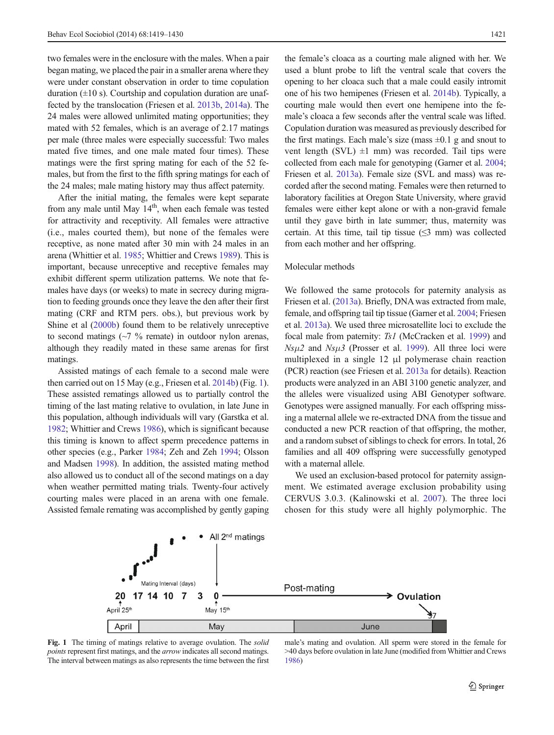two females were in the enclosure with the males. When a pair began mating, we placed the pair in a smaller arena where they were under constant observation in order to time copulation duration (±10 s). Courtship and copulation duration are unaffected by the translocation (Friesen et al. 2013b, 2014a). The 24 males were allowed unlimited mating opportunities; they mated with 52 females, which is an average of 2.17 matings per male (three males were especially successful: Two males mated five times, and one male mated four times). These matings were the first spring mating for each of the 52 females, but from the first to the fifth spring matings for each of the 24 males; male mating history may thus affect paternity.

After the initial mating, the females were kept separate from any male until May 14th, when each female was tested for attractivity and receptivity. All females were attractive (i.e., males courted them), but none of the females were receptive, as none mated after 30 min with 24 males in an arena (Whittier et al. 1985; Whittier and Crews 1989). This is important, because unreceptive and receptive females may exhibit different sperm utilization patterns. We note that females have days (or weeks) to mate in secrecy during migration to feeding grounds once they leave the den after their first mating (CRF and RTM pers. obs.), but previous work by Shine et al (2000b) found them to be relatively unreceptive to second matings (~7 % remate) in outdoor nylon arenas, although they readily mated in these same arenas for first matings.

Assisted matings of each female to a second male were then carried out on 15 May (e.g., Friesen et al. 2014b) (Fig. 1). These assisted rematings allowed us to partially control the timing of the last mating relative to ovulation, in late June in this population, although individuals will vary (Garstka et al. 1982; Whittier and Crews 1986), which is significant because this timing is known to affect sperm precedence patterns in other species (e.g., Parker 1984; Zeh and Zeh 1994; Olsson and Madsen 1998). In addition, the assisted mating method also allowed us to conduct all of the second matings on a day when weather permitted mating trials. Twenty-four actively courting males were placed in an arena with one female. Assisted female remating was accomplished by gently gaping the female's cloaca as a courting male aligned with her. We used a blunt probe to lift the ventral scale that covers the opening to her cloaca such that a male could easily intromit one of his two hemipenes (Friesen et al. 2014b). Typically, a courting male would then evert one hemipene into the female's cloaca a few seconds after the ventral scale was lifted. Copulation duration was measured as previously described for the first matings. Each male's size (mass ±0.1 g and snout to vent length (SVL) ±1 mm) was recorded. Tail tips were collected from each male for genotyping (Garner et al. 2004; Friesen et al. 2013a). Female size (SVL and mass) was recorded after the second mating. Females were then returned to laboratory facilities at Oregon State University, where gravid females were either kept alone or with a non-gravid female until they gave birth in late summer; thus, maternity was certain. At this time, tail tip tissue (≤3 mm) was collected from each mother and her offspring.

## Molecular methods

We followed the same protocols for paternity analysis as Friesen et al. (2013a). Briefly, DNA was extracted from male, female, and offspring tail tip tissue (Garner et al. 2004; Friesen et al. 2013a). We used three microsatellite loci to exclude the focal male from paternity: *Ts1* (McCracken et al. 1999) and *Nsμ2* and *Nsμ3* (Prosser et al. 1999). All three loci were multiplexed in a single 12 μl polymerase chain reaction (PCR) reaction (see Friesen et al. 2013a for details). Reaction products were analyzed in an ABI 3100 genetic analyzer, and the alleles were visualized using ABI Genotyper software. Genotypes were assigned manually. For each offspring missing a maternal allele we re-extracted DNA from the tissue and conducted a new PCR reaction of that offspring, the mother, and a random subset of siblings to check for errors. In total, 26 families and all 409 offspring were successfully genotyped with a maternal allele.

We used an exclusion-based protocol for paternity assignment. We estimated average exclusion probability using CERVUS 3.0.3. (Kalinowski et al. 2007). The three loci chosen for this study were all highly polymorphic. The

**Fig. 1** The timing of matings relative to average ovulation. The *solid points* represent first matings, and the *arrow* indicates all second matings. The interval between matings as also represents the time between the first male's mating and ovulation. All sperm were stored in the female for >40 days before ovulation in late June (modified from Whittier and Crews 1986)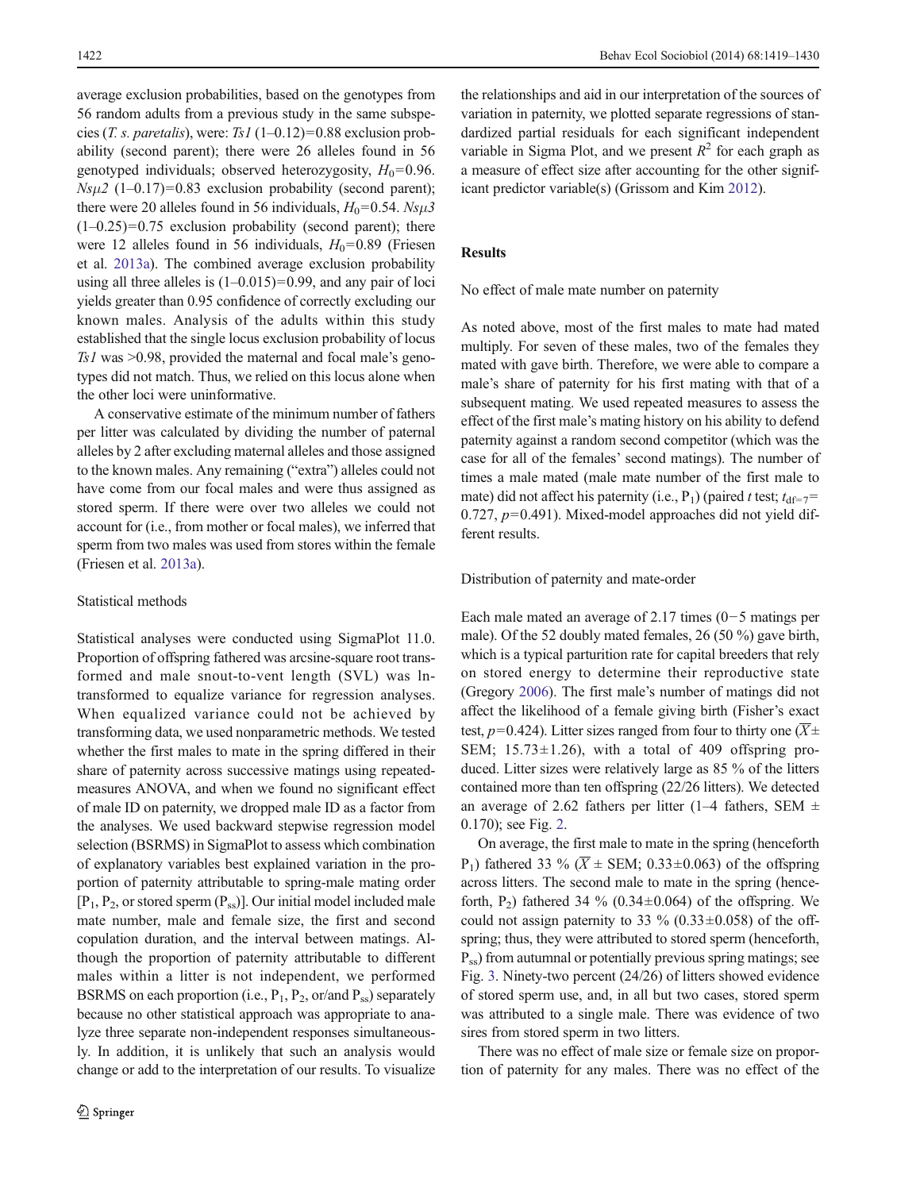average exclusion probabilities, based on the genotypes from 56 random adults from a previous study in the same subspecies (*T. s. paretalis*), were: *Ts1* (1–0.12)=0.88 exclusion probability (second parent); there were 26 alleles found in 56 genotyped individuals; observed heterozygosity, $H_0$=0.96. *Nsμ2* (1–0.17)=0.83 exclusion probability (second parent); there were 20 alleles found in 56 individuals, $H_0$=0.54. *Nsμ3* (1–0.25)=0.75 exclusion probability (second parent); there were 12 alleles found in 56 individuals, $H_0$=0.89 (Friesen et al. 2013a). The combined average exclusion probability using all three alleles is (1–0.015)=0.99, and any pair of loci yields greater than 0.95 confidence of correctly excluding our known males. Analysis of the adults within this study established that the single locus exclusion probability of locus *Ts1* was >0.98, provided the maternal and focal male's genotypes did not match. Thus, we relied on this locus alone when the other loci were uninformative.

A conservative estimate of the minimum number of fathers per litter was calculated by dividing the number of paternal alleles by 2 after excluding maternal alleles and those assigned to the known males. Any remaining ("extra") alleles could not have come from our focal males and were thus assigned as stored sperm. If there were over two alleles we could not account for (i.e., from mother or focal males), we inferred that sperm from two males was used from stores within the female (Friesen et al. 2013a).

## Statistical methods

Statistical analyses were conducted using SigmaPlot 11.0. Proportion of offspring fathered was arcsine-square root transformed and male snout-to-vent length (SVL) was ln-transformed to equalize variance for regression analyses. When equalized variance could not be achieved by transforming data, we used nonparametric methods. We tested whether the first males to mate in the spring differed in their share of paternity across successive matings using repeated-measures ANOVA, and when we found no significant effect of male ID on paternity, we dropped male ID as a factor from the analyses. We used backward stepwise regression model selection (BSRMS) in SigmaPlot to assess which combination of explanatory variables best explained variation in the proportion of paternity attributable to spring-male mating order [$P_1$, $P_2$, or stored sperm ($P_{ss}$)]. Our initial model included male mate number, male and female size, the first and second copulation duration, and the interval between matings. Although the proportion of paternity attributable to different males within a litter is not independent, we performed BSRMS on each proportion (i.e., $P_1$, $P_2$, or/and $P_{ss}$) separately because no other statistical approach was appropriate to analyze three separate non-independent responses simultaneously. In addition, it is unlikely that such an analysis would change or add to the interpretation of our results. To visualize the relationships and aid in our interpretation of the sources of variation in paternity, we plotted separate regressions of standardized partial residuals for each significant independent variable in Sigma Plot, and we present $R^2$ for each graph as a measure of effect size after accounting for the other significant predictor variable(s) (Grissom and Kim 2012).

# Results

## No effect of male mate number on paternity

As noted above, most of the first males to mate had mated multiply. For seven of these males, two of the females they mated with gave birth. Therefore, we were able to compare a male's share of paternity for his first mating with that of a subsequent mating. We used repeated measures to assess the effect of the first male's mating history on his ability to defend paternity against a random second competitor (which was the case for all of the females' second matings). The number of times a male mated (male mate number of the first male to mate) did not affect his paternity (i.e., $P_1$) (paired *t* test; $t_{df=7}$= 0.727, $p$=0.491). Mixed-model approaches did not yield different results.

## Distribution of paternity and mate-order

Each male mated an average of 2.17 times (0−5 matings per male). Of the 52 doubly mated females, 26 (50 %) gave birth, which is a typical parturition rate for capital breeders that rely on stored energy to determine their reproductive state (Gregory 2006). The first male's number of matings did not affect the likelihood of a female giving birth (Fisher's exact test, $p$=0.424). Litter sizes ranged from four to thirty one ($\overline{X}\pm$ SEM; 15.73±1.26), with a total of 409 offspring produced. Litter sizes were relatively large as 85 % of the litters contained more than ten offspring (22/26 litters). We detected an average of 2.62 fathers per litter (1–4 fathers, SEM ± 0.170); see Fig. 2.

On average, the first male to mate in the spring (henceforth $P_1$) fathered 33 % ($\overline{X}$ ± SEM; 0.33±0.063) of the offspring across litters. The second male to mate in the spring (henceforth, $P_2$) fathered 34 % (0.34±0.064) of the offspring. We could not assign paternity to 33 % (0.33±0.058) of the offspring; thus, they were attributed to stored sperm (henceforth, $P_{ss}$) from autumnal or potentially previous spring matings; see Fig. 3. Ninety-two percent (24/26) of litters showed evidence of stored sperm use, and, in all but two cases, stored sperm was attributed to a single male. There was evidence of two sires from stored sperm in two litters.

There was no effect of male size or female size on proportion of paternity for any males. There was no effect of the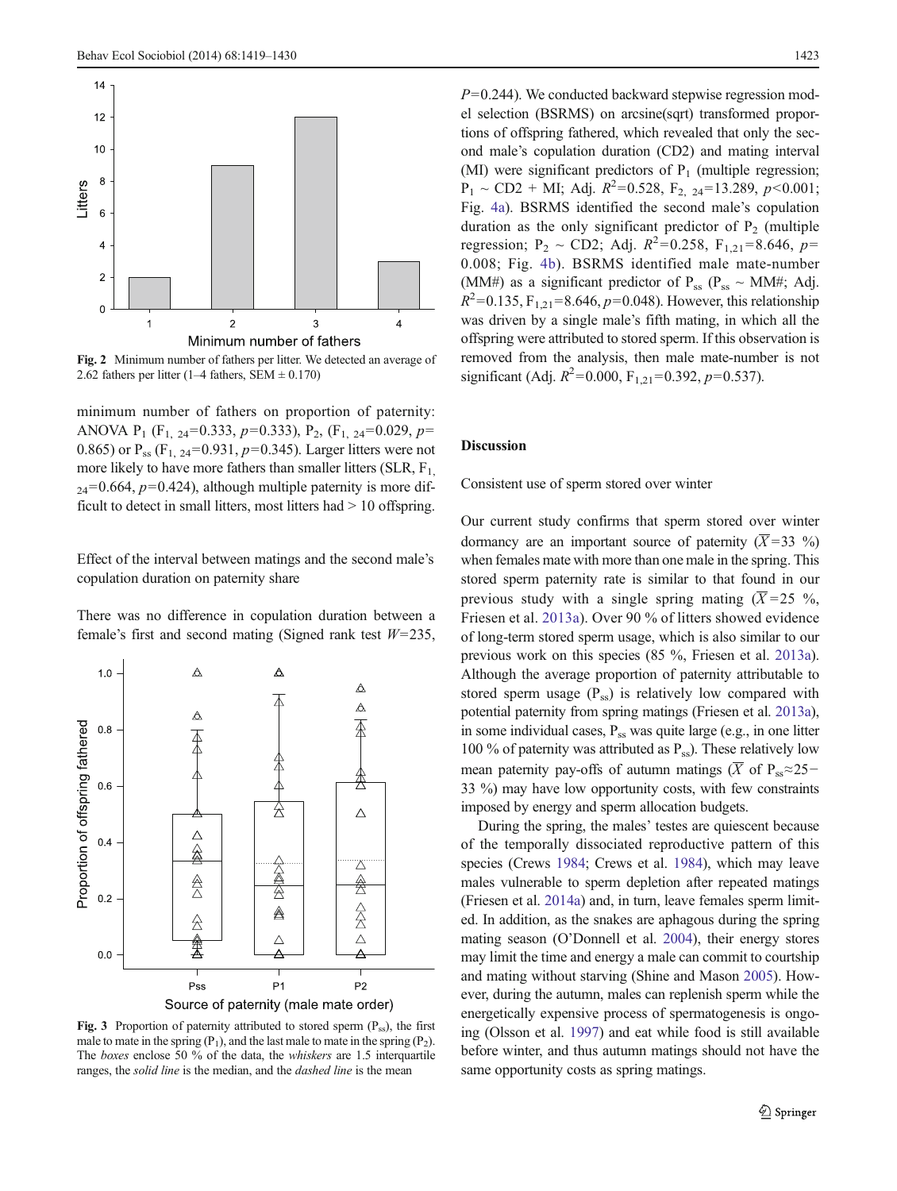Fig. 2 Minimum number of fathers per litter. We detected an average of 2.62 fathers per litter (1–4 fathers, SEM ± 0.170)

minimum number of fathers on proportion of paternity: ANOVA $P_1$ ($F_{1,\ 24}$=0.333, $p$=0.333), $P_2$, ($F_{1,\ 24}$=0.029, $p$= 0.865) or $P_{ss}$ ($F_{1,\ 24}$=0.931, $p$=0.345). Larger litters were not more likely to have more fathers than smaller litters (SLR, $F_{1,\ 24}$=0.664, $p$=0.424), although multiple paternity is more difficult to detect in small litters, most litters had > 10 offspring.

### Effect of the interval between matings and the second male's copulation duration on paternity share

There was no difference in copulation duration between a female's first and second mating (Signed rank test $W$=235, $P$=0.244). We conducted backward stepwise regression model selection (BSRMS) on arcsine(sqrt) transformed proportions of offspring fathered, which revealed that only the second male's copulation duration (CD2) and mating interval (MI) were significant predictors of $P_1$ (multiple regression; $P_1$ ~ CD2 + MI; Adj. $R^2$=0.528, $F_{2,\ 24}$=13.289, $p$<0.001; Fig. 4a). BSRMS identified the second male's copulation duration as the only significant predictor of $P_2$ (multiple regression; $P_2$ ~ CD2; Adj. $R^2$=0.258, $F_{1,21}$=8.646, $p$= 0.008; Fig. 4b). BSRMS identified male mate-number (MM#) as a significant predictor of $P_{ss}$ ($P_{ss}$ ~ MM#; Adj. $R^2$=0.135, $F_{1,21}$=8.646, $p$=0.048). However, this relationship was driven by a single male's fifth mating, in which all the offspring were attributed to stored sperm. If this observation is removed from the analysis, then male mate-number is not significant (Adj. $R^2$=0.000, $F_{1,21}$=0.392, $p$=0.537).

Fig. 3 Proportion of paternity attributed to stored sperm ($P_{ss}$), the first male to mate in the spring ($P_1$), and the last male to mate in the spring ($P_2$). The *boxes* enclose 50 % of the data, the *whiskers* are 1.5 interquartile ranges, the *solid line* is the median, and the *dashed line* is the mean

## Discussion

### Consistent use of sperm stored over winter

Our current study confirms that sperm stored over winter dormancy are an important source of paternity ($\overline{X}$=33 %) when females mate with more than one male in the spring. This stored sperm paternity rate is similar to that found in our previous study with a single spring mating ($\overline{X}$=25 %, Friesen et al. 2013a). Over 90 % of litters showed evidence of long-term stored sperm usage, which is also similar to our previous work on this species (85 %, Friesen et al. 2013a). Although the average proportion of paternity attributable to stored sperm usage ($P_{ss}$) is relatively low compared with potential paternity from spring matings (Friesen et al. 2013a), in some individual cases, $P_{ss}$ was quite large (e.g., in one litter 100 % of paternity was attributed as $P_{ss}$). These relatively low mean paternity pay-offs of autumn matings ($\overline{X}$ of $P_{ss}$≈25−33 %) may have low opportunity costs, with few constraints imposed by energy and sperm allocation budgets.

During the spring, the males' testes are quiescent because of the temporally dissociated reproductive pattern of this species (Crews 1984; Crews et al. 1984), which may leave males vulnerable to sperm depletion after repeated matings (Friesen et al. 2014a) and, in turn, leave females sperm limited. In addition, as the snakes are aphagous during the spring mating season (O'Donnell et al. 2004), their energy stores may limit the time and energy a male can commit to courtship and mating without starving (Shine and Mason 2005). However, during the autumn, males can replenish sperm while the energetically expensive process of spermatogenesis is ongoing (Olsson et al. 1997) and eat while food is still available before winter, and thus autumn matings should not have the same opportunity costs as spring matings.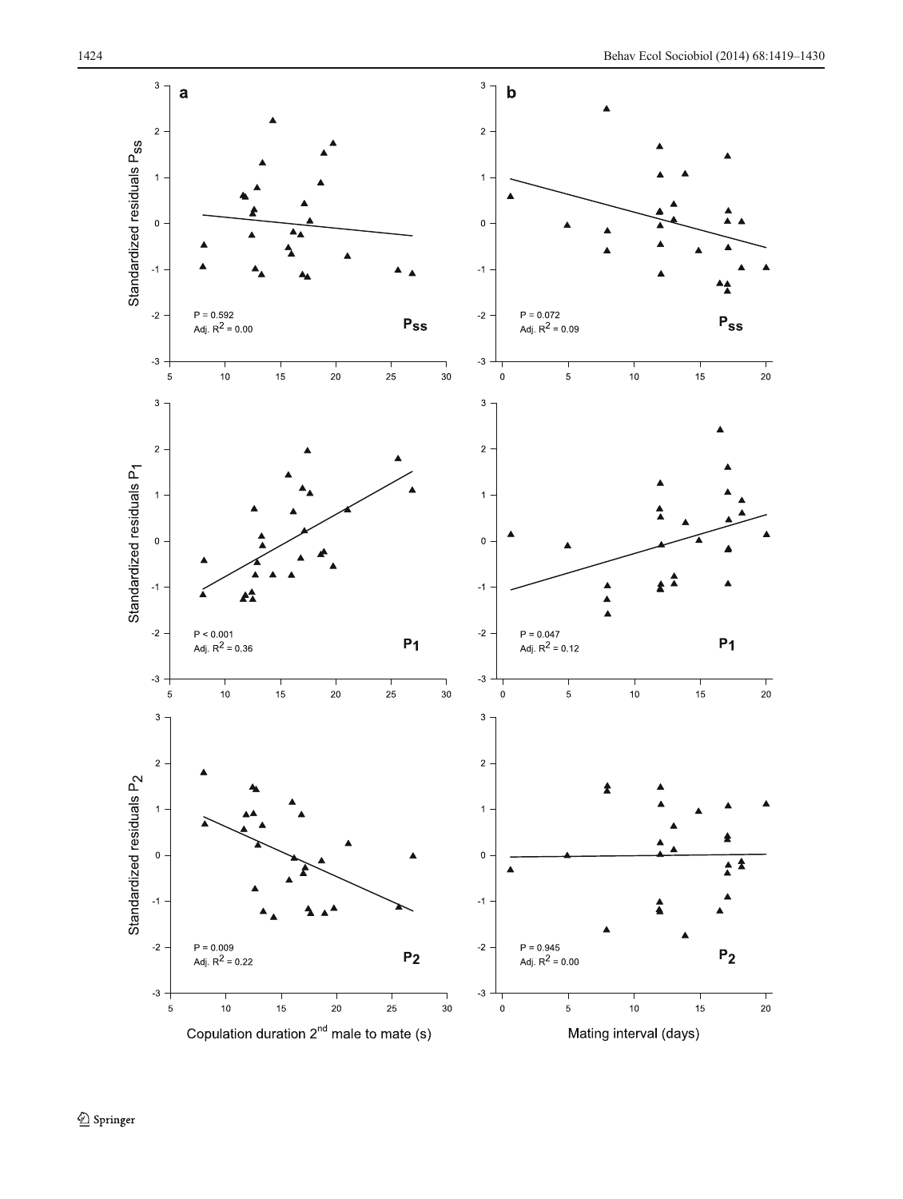**a**

Standardized residuals $P_{ss}$

P = 0.592
Adj. $R^2$ = 0.00

$P_{ss}$

Standardized residuals $P_1$

P < 0.001
Adj. $R^2$ = 0.36

$P_1$

Standardized residuals $P_2$

P = 0.009
Adj. $R^2$ = 0.22

$P_2$

Copulation duration 2[nd] male to mate (s)

**b**

P = 0.072
Adj. $R^2$ = 0.09

$P_{ss}$

P = 0.047
Adj. $R^2$ = 0.12

$P_1$

P = 0.945
Adj. $R^2$ = 0.00

$P_2$

Mating interval (days)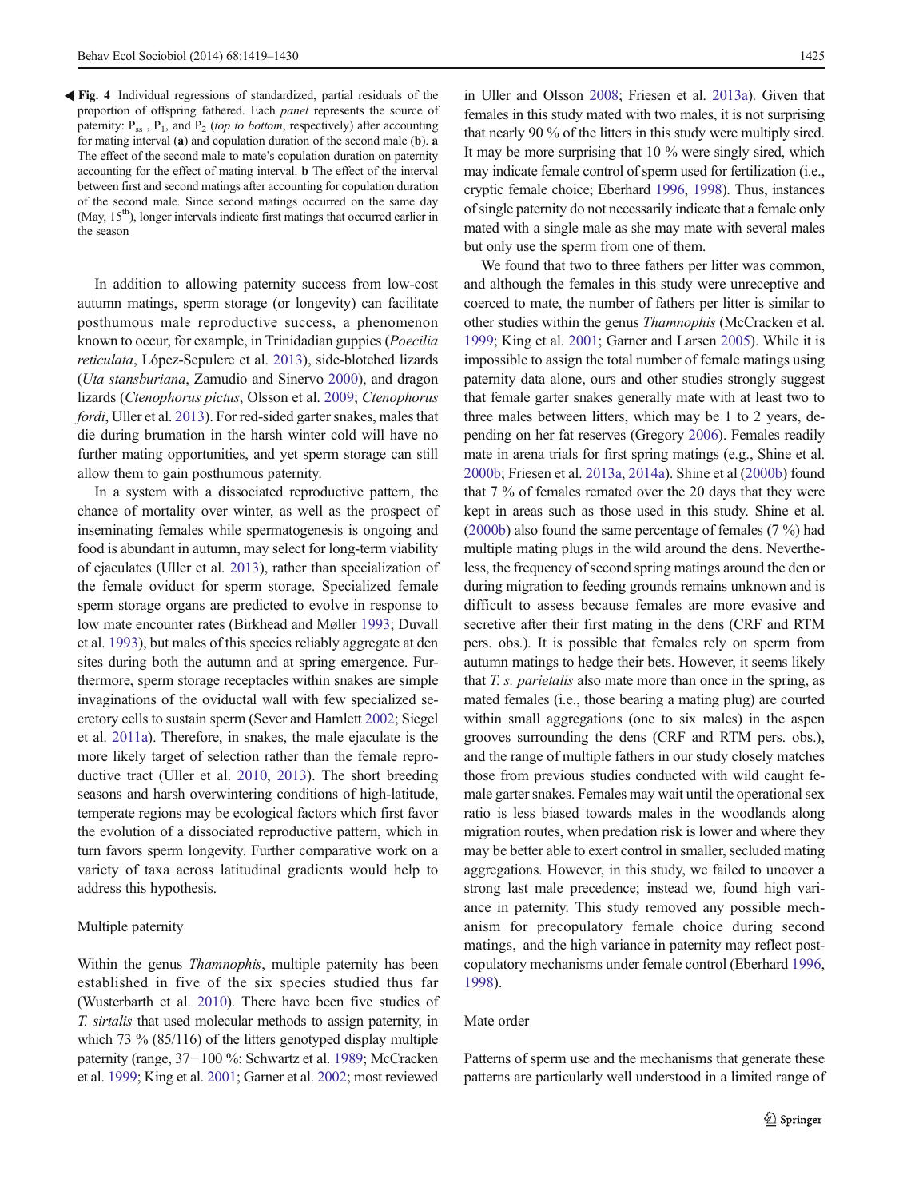◀ **Fig. 4** Individual regressions of standardized, partial residuals of the proportion of offspring fathered. Each *panel* represents the source of paternity: $P_{ss}$ , $P_1$, and $P_2$ (*top to bottom*, respectively) after accounting for mating interval (**a**) and copulation duration of the second male (**b**). **a** The effect of the second male to mate's copulation duration on paternity accounting for the effect of mating interval. **b** The effect of the interval between first and second matings after accounting for copulation duration of the second male. Since second matings occurred on the same day (May, 15th), longer intervals indicate first matings that occurred earlier in the season

In addition to allowing paternity success from low-cost autumn matings, sperm storage (or longevity) can facilitate posthumous male reproductive success, a phenomenon known to occur, for example, in Trinidadian guppies (*Poecilia reticulata*, López-Sepulcre et al. 2013), side-blotched lizards (*Uta stansburiana*, Zamudio and Sinervo 2000), and dragon lizards (*Ctenophorus pictus*, Olsson et al. 2009; *Ctenophorus fordi*, Uller et al. 2013). For red-sided garter snakes, males that die during brumation in the harsh winter cold will have no further mating opportunities, and yet sperm storage can still allow them to gain posthumous paternity.

In a system with a dissociated reproductive pattern, the chance of mortality over winter, as well as the prospect of inseminating females while spermatogenesis is ongoing and food is abundant in autumn, may select for long-term viability of ejaculates (Uller et al. 2013), rather than specialization of the female oviduct for sperm storage. Specialized female sperm storage organs are predicted to evolve in response to low mate encounter rates (Birkhead and Møller 1993; Duvall et al. 1993), but males of this species reliably aggregate at den sites during both the autumn and at spring emergence. Furthermore, sperm storage receptacles within snakes are simple invaginations of the oviductal wall with few specialized secretory cells to sustain sperm (Sever and Hamlett 2002; Siegel et al. 2011a). Therefore, in snakes, the male ejaculate is the more likely target of selection rather than the female reproductive tract (Uller et al. 2010, 2013). The short breeding seasons and harsh overwintering conditions of high-latitude, temperate regions may be ecological factors which first favor the evolution of a dissociated reproductive pattern, which in turn favors sperm longevity. Further comparative work on a variety of taxa across latitudinal gradients would help to address this hypothesis.

## Multiple paternity

Within the genus *Thamnophis*, multiple paternity has been established in five of the six species studied thus far (Wusterbarth et al. 2010). There have been five studies of *T. sirtalis* that used molecular methods to assign paternity, in which 73 % (85/116) of the litters genotyped display multiple paternity (range, 37−100 %: Schwartz et al. 1989; McCracken et al. 1999; King et al. 2001; Garner et al. 2002; most reviewed in Uller and Olsson 2008; Friesen et al. 2013a). Given that females in this study mated with two males, it is not surprising that nearly 90 % of the litters in this study were multiply sired. It may be more surprising that 10 % were singly sired, which may indicate female control of sperm used for fertilization (i.e., cryptic female choice; Eberhard 1996, 1998). Thus, instances of single paternity do not necessarily indicate that a female only mated with a single male as she may mate with several males but only use the sperm from one of them.

We found that two to three fathers per litter was common, and although the females in this study were unreceptive and coerced to mate, the number of fathers per litter is similar to other studies within the genus *Thamnophis* (McCracken et al. 1999; King et al. 2001; Garner and Larsen 2005). While it is impossible to assign the total number of female matings using paternity data alone, ours and other studies strongly suggest that female garter snakes generally mate with at least two to three males between litters, which may be 1 to 2 years, depending on her fat reserves (Gregory 2006). Females readily mate in arena trials for first spring matings (e.g., Shine et al. 2000b; Friesen et al. 2013a, 2014a). Shine et al (2000b) found that 7 % of females remated over the 20 days that they were kept in areas such as those used in this study. Shine et al. (2000b) also found the same percentage of females (7 %) had multiple mating plugs in the wild around the dens. Nevertheless, the frequency of second spring matings around the den or during migration to feeding grounds remains unknown and is difficult to assess because females are more evasive and secretive after their first mating in the dens (CRF and RTM pers. obs.). It is possible that females rely on sperm from autumn matings to hedge their bets. However, it seems likely that *T. s. parietalis* also mate more than once in the spring, as mated females (i.e., those bearing a mating plug) are courted within small aggregations (one to six males) in the aspen grooves surrounding the dens (CRF and RTM pers. obs.), and the range of multiple fathers in our study closely matches those from previous studies conducted with wild caught female garter snakes. Females may wait until the operational sex ratio is less biased towards males in the woodlands along migration routes, when predation risk is lower and where they may be better able to exert control in smaller, secluded mating aggregations. However, in this study, we failed to uncover a strong last male precedence; instead we, found high variance in paternity. This study removed any possible mechanism for precopulatory female choice during second matings, and the high variance in paternity may reflect post-copulatory mechanisms under female control (Eberhard 1996, 1998).

## Mate order

Patterns of sperm use and the mechanisms that generate these patterns are particularly well understood in a limited range of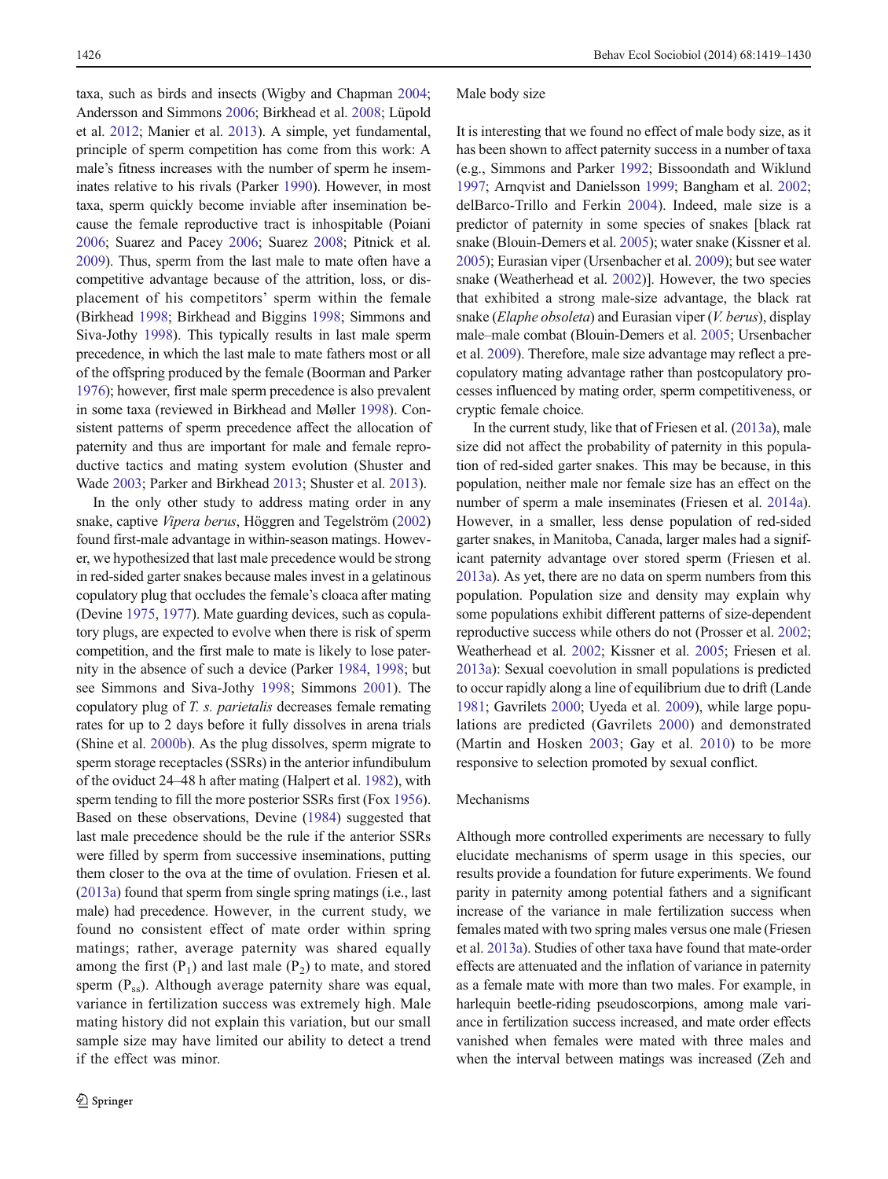taxa, such as birds and insects (Wigby and Chapman 2004; Andersson and Simmons 2006; Birkhead et al. 2008; Lüpold et al. 2012; Manier et al. 2013). A simple, yet fundamental, principle of sperm competition has come from this work: A male's fitness increases with the number of sperm he inseminates relative to his rivals (Parker 1990). However, in most taxa, sperm quickly become inviable after insemination because the female reproductive tract is inhospitable (Poiani 2006; Suarez and Pacey 2006; Suarez 2008; Pitnick et al. 2009). Thus, sperm from the last male to mate often have a competitive advantage because of the attrition, loss, or displacement of his competitors' sperm within the female (Birkhead 1998; Birkhead and Biggins 1998; Simmons and Siva-Jothy 1998). This typically results in last male sperm precedence, in which the last male to mate fathers most or all of the offspring produced by the female (Boorman and Parker 1976); however, first male sperm precedence is also prevalent in some taxa (reviewed in Birkhead and Møller 1998). Consistent patterns of sperm precedence affect the allocation of paternity and thus are important for male and female reproductive tactics and mating system evolution (Shuster and Wade 2003; Parker and Birkhead 2013; Shuster et al. 2013).

In the only other study to address mating order in any snake, captive *Vipera berus*, Höggren and Tegelström (2002) found first-male advantage in within-season matings. However, we hypothesized that last male precedence would be strong in red-sided garter snakes because males invest in a gelatinous copulatory plug that occludes the female's cloaca after mating (Devine 1975, 1977). Mate guarding devices, such as copulatory plugs, are expected to evolve when there is risk of sperm competition, and the first male to mate is likely to lose paternity in the absence of such a device (Parker 1984, 1998; but see Simmons and Siva-Jothy 1998; Simmons 2001). The copulatory plug of *T. s. parietalis* decreases female remating rates for up to 2 days before it fully dissolves in arena trials (Shine et al. 2000b). As the plug dissolves, sperm migrate to sperm storage receptacles (SSRs) in the anterior infundibulum of the oviduct 24–48 h after mating (Halpert et al. 1982), with sperm tending to fill the more posterior SSRs first (Fox 1956). Based on these observations, Devine (1984) suggested that last male precedence should be the rule if the anterior SSRs were filled by sperm from successive inseminations, putting them closer to the ova at the time of ovulation. Friesen et al. (2013a) found that sperm from single spring matings (i.e., last male) had precedence. However, in the current study, we found no consistent effect of mate order within spring matings; rather, average paternity was shared equally among the first ($P_1$) and last male ($P_2$) to mate, and stored sperm ($P_{ss}$). Although average paternity share was equal, variance in fertilization success was extremely high. Male mating history did not explain this variation, but our small sample size may have limited our ability to detect a trend if the effect was minor.

## Male body size

It is interesting that we found no effect of male body size, as it has been shown to affect paternity success in a number of taxa (e.g., Simmons and Parker 1992; Bissoondath and Wiklund 1997; Arnqvist and Danielsson 1999; Bangham et al. 2002; delBarco-Trillo and Ferkin 2004). Indeed, male size is a predictor of paternity in some species of snakes [black rat snake (Blouin-Demers et al. 2005); water snake (Kissner et al. 2005); Eurasian viper (Ursenbacher et al. 2009); but see water snake (Weatherhead et al. 2002)]. However, the two species that exhibited a strong male-size advantage, the black rat snake (*Elaphe obsoleta*) and Eurasian viper (*V. berus*), display male–male combat (Blouin-Demers et al. 2005; Ursenbacher et al. 2009). Therefore, male size advantage may reflect a precopulatory mating advantage rather than postcopulatory processes influenced by mating order, sperm competitiveness, or cryptic female choice.

In the current study, like that of Friesen et al. (2013a), male size did not affect the probability of paternity in this population of red-sided garter snakes. This may be because, in this population, neither male nor female size has an effect on the number of sperm a male inseminates (Friesen et al. 2014a). However, in a smaller, less dense population of red-sided garter snakes, in Manitoba, Canada, larger males had a significant paternity advantage over stored sperm (Friesen et al. 2013a). As yet, there are no data on sperm numbers from this population. Population size and density may explain why some populations exhibit different patterns of size-dependent reproductive success while others do not (Prosser et al. 2002; Weatherhead et al. 2002; Kissner et al. 2005; Friesen et al. 2013a): Sexual coevolution in small populations is predicted to occur rapidly along a line of equilibrium due to drift (Lande 1981; Gavrilets 2000; Uyeda et al. 2009), while large populations are predicted (Gavrilets 2000) and demonstrated (Martin and Hosken 2003; Gay et al. 2010) to be more responsive to selection promoted by sexual conflict.

## Mechanisms

Although more controlled experiments are necessary to fully elucidate mechanisms of sperm usage in this species, our results provide a foundation for future experiments. We found parity in paternity among potential fathers and a significant increase of the variance in male fertilization success when females mated with two spring males versus one male (Friesen et al. 2013a). Studies of other taxa have found that mate-order effects are attenuated and the inflation of variance in paternity as a female mate with more than two males. For example, in harlequin beetle-riding pseudoscorpions, among male variance in fertilization success increased, and mate order effects vanished when females were mated with three males and when the interval between matings was increased (Zeh and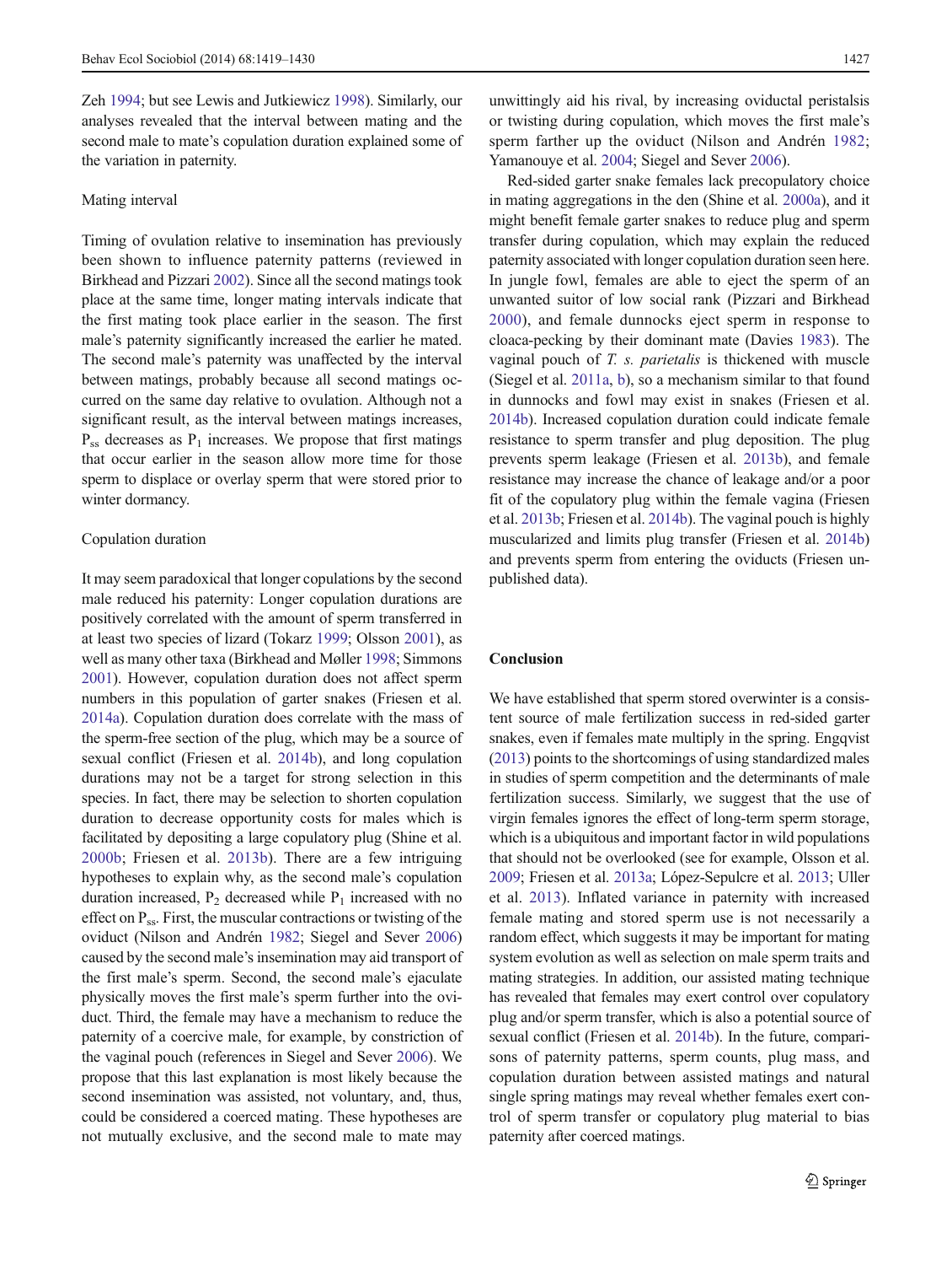Zeh 1994; but see Lewis and Jutkiewicz 1998). Similarly, our analyses revealed that the interval between mating and the second male to mate's copulation duration explained some of the variation in paternity.

### Mating interval

Timing of ovulation relative to insemination has previously been shown to influence paternity patterns (reviewed in Birkhead and Pizzari 2002). Since all the second matings took place at the same time, longer mating intervals indicate that the first mating took place earlier in the season. The first male's paternity significantly increased the earlier he mated. The second male's paternity was unaffected by the interval between matings, probably because all second matings occurred on the same day relative to ovulation. Although not a significant result, as the interval between matings increases, $P_{ss}$ decreases as $P_1$ increases. We propose that first matings that occur earlier in the season allow more time for those sperm to displace or overlay sperm that were stored prior to winter dormancy.

### Copulation duration

It may seem paradoxical that longer copulations by the second male reduced his paternity: Longer copulation durations are positively correlated with the amount of sperm transferred in at least two species of lizard (Tokarz 1999; Olsson 2001), as well as many other taxa (Birkhead and Møller 1998; Simmons 2001). However, copulation duration does not affect sperm numbers in this population of garter snakes (Friesen et al. 2014a). Copulation duration does correlate with the mass of the sperm-free section of the plug, which may be a source of sexual conflict (Friesen et al. 2014b), and long copulation durations may not be a target for strong selection in this species. In fact, there may be selection to shorten copulation duration to decrease opportunity costs for males which is facilitated by depositing a large copulatory plug (Shine et al. 2000b; Friesen et al. 2013b). There are a few intriguing hypotheses to explain why, as the second male's copulation duration increased, $P_2$ decreased while $P_1$ increased with no effect on $P_{ss}$. First, the muscular contractions or twisting of the oviduct (Nilson and Andrén 1982; Siegel and Sever 2006) caused by the second male's insemination may aid transport of the first male's sperm. Second, the second male's ejaculate physically moves the first male's sperm further into the oviduct. Third, the female may have a mechanism to reduce the paternity of a coercive male, for example, by constriction of the vaginal pouch (references in Siegel and Sever 2006). We propose that this last explanation is most likely because the second insemination was assisted, not voluntary, and, thus, could be considered a coerced mating. These hypotheses are not mutually exclusive, and the second male to mate may unwittingly aid his rival, by increasing oviductal peristalsis or twisting during copulation, which moves the first male's sperm farther up the oviduct (Nilson and Andrén 1982; Yamanouye et al. 2004; Siegel and Sever 2006).

Red-sided garter snake females lack precopulatory choice in mating aggregations in the den (Shine et al. 2000a), and it might benefit female garter snakes to reduce plug and sperm transfer during copulation, which may explain the reduced paternity associated with longer copulation duration seen here. In jungle fowl, females are able to eject the sperm of an unwanted suitor of low social rank (Pizzari and Birkhead 2000), and female dunnocks eject sperm in response to cloaca-pecking by their dominant mate (Davies 1983). The vaginal pouch of *T. s. parietalis* is thickened with muscle (Siegel et al. 2011a, b), so a mechanism similar to that found in dunnocks and fowl may exist in snakes (Friesen et al. 2014b). Increased copulation duration could indicate female resistance to sperm transfer and plug deposition. The plug prevents sperm leakage (Friesen et al. 2013b), and female resistance may increase the chance of leakage and/or a poor fit of the copulatory plug within the female vagina (Friesen et al. 2013b; Friesen et al. 2014b). The vaginal pouch is highly muscularized and limits plug transfer (Friesen et al. 2014b) and prevents sperm from entering the oviducts (Friesen unpublished data).

## Conclusion

We have established that sperm stored overwinter is a consistent source of male fertilization success in red-sided garter snakes, even if females mate multiply in the spring. Engqvist (2013) points to the shortcomings of using standardized males in studies of sperm competition and the determinants of male fertilization success. Similarly, we suggest that the use of virgin females ignores the effect of long-term sperm storage, which is a ubiquitous and important factor in wild populations that should not be overlooked (see for example, Olsson et al. 2009; Friesen et al. 2013a; López-Sepulcre et al. 2013; Uller et al. 2013). Inflated variance in paternity with increased female mating and stored sperm use is not necessarily a random effect, which suggests it may be important for mating system evolution as well as selection on male sperm traits and mating strategies. In addition, our assisted mating technique has revealed that females may exert control over copulatory plug and/or sperm transfer, which is also a potential source of sexual conflict (Friesen et al. 2014b). In the future, comparisons of paternity patterns, sperm counts, plug mass, and copulation duration between assisted matings and natural single spring matings may reveal whether females exert control of sperm transfer or copulatory plug material to bias paternity after coerced matings.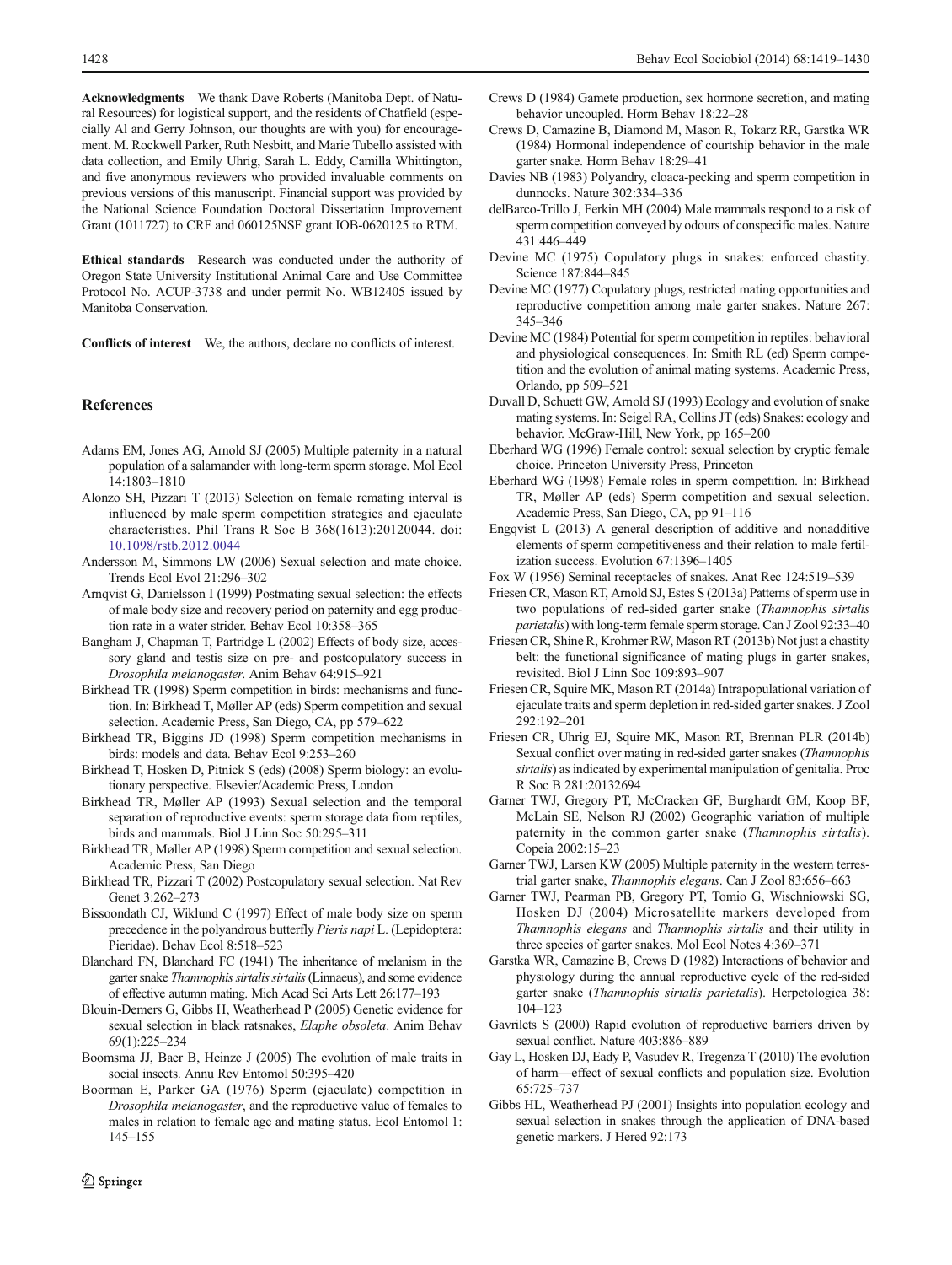**Acknowledgments** We thank Dave Roberts (Manitoba Dept. of Natural Resources) for logistical support, and the residents of Chatfield (especially Al and Gerry Johnson, our thoughts are with you) for encouragement. M. Rockwell Parker, Ruth Nesbitt, and Marie Tubello assisted with data collection, and Emily Uhrig, Sarah L. Eddy, Camilla Whittington, and five anonymous reviewers who provided invaluable comments on previous versions of this manuscript. Financial support was provided by the National Science Foundation Doctoral Dissertation Improvement Grant (1011727) to CRF and 060125NSF grant IOB-0620125 to RTM.

**Ethical standards** Research was conducted under the authority of Oregon State University Institutional Animal Care and Use Committee Protocol No. ACUP-3738 and under permit No. WB12405 issued by Manitoba Conservation.

**Conflicts of interest** We, the authors, declare no conflicts of interest.

## References

Adams EM, Jones AG, Arnold SJ (2005) Multiple paternity in a natural population of a salamander with long-term sperm storage. Mol Ecol 14:1803–1810

Alonzo SH, Pizzari T (2013) Selection on female remating interval is influenced by male sperm competition strategies and ejaculate characteristics. Phil Trans R Soc B 368(1613):20120044. doi: 10.1098/rstb.2012.0044

Andersson M, Simmons LW (2006) Sexual selection and mate choice. Trends Ecol Evol 21:296–302

Arnqvist G, Danielsson I (1999) Postmating sexual selection: the effects of male body size and recovery period on paternity and egg production rate in a water strider. Behav Ecol 10:358–365

Bangham J, Chapman T, Partridge L (2002) Effects of body size, accessory gland and testis size on pre- and postcopulatory success in *Drosophila melanogaster*. Anim Behav 64:915–921

Birkhead TR (1998) Sperm competition in birds: mechanisms and function. In: Birkhead T, Møller AP (eds) Sperm competition and sexual selection. Academic Press, San Diego, CA, pp 579–622

Birkhead TR, Biggins JD (1998) Sperm competition mechanisms in birds: models and data. Behav Ecol 9:253–260

Birkhead T, Hosken D, Pitnick S (eds) (2008) Sperm biology: an evolutionary perspective. Elsevier/Academic Press, London

Birkhead TR, Møller AP (1993) Sexual selection and the temporal separation of reproductive events: sperm storage data from reptiles, birds and mammals. Biol J Linn Soc 50:295–311

Birkhead TR, Møller AP (1998) Sperm competition and sexual selection. Academic Press, San Diego

Birkhead TR, Pizzari T (2002) Postcopulatory sexual selection. Nat Rev Genet 3:262–273

Bissoondath CJ, Wiklund C (1997) Effect of male body size on sperm precedence in the polyandrous butterfly *Pieris napi* L. (Lepidoptera: Pieridae). Behav Ecol 8:518–523

Blanchard FN, Blanchard FC (1941) The inheritance of melanism in the garter snake *Thamnophis sirtalis sirtalis* (Linnaeus), and some evidence of effective autumn mating. Mich Acad Sci Arts Lett 26:177–193

Blouin-Demers G, Gibbs H, Weatherhead P (2005) Genetic evidence for sexual selection in black ratsnakes, *Elaphe obsoleta*. Anim Behav 69(1):225–234

Boomsma JJ, Baer B, Heinze J (2005) The evolution of male traits in social insects. Annu Rev Entomol 50:395–420

Boorman E, Parker GA (1976) Sperm (ejaculate) competition in *Drosophila melanogaster*, and the reproductive value of females to males in relation to female age and mating status. Ecol Entomol 1:145–155

Crews D (1984) Gamete production, sex hormone secretion, and mating behavior uncoupled. Horm Behav 18:22–28

Crews D, Camazine B, Diamond M, Mason R, Tokarz RR, Garstka WR (1984) Hormonal independence of courtship behavior in the male garter snake. Horm Behav 18:29–41

Davies NB (1983) Polyandry, cloaca-pecking and sperm competition in dunnocks. Nature 302:334–336

delBarco-Trillo J, Ferkin MH (2004) Male mammals respond to a risk of sperm competition conveyed by odours of conspecific males. Nature 431:446–449

Devine MC (1975) Copulatory plugs in snakes: enforced chastity. Science 187:844–845

Devine MC (1977) Copulatory plugs, restricted mating opportunities and reproductive competition among male garter snakes. Nature 267:345–346

Devine MC (1984) Potential for sperm competition in reptiles: behavioral and physiological consequences. In: Smith RL (ed) Sperm competition and the evolution of animal mating systems. Academic Press, Orlando, pp 509–521

Duvall D, Schuett GW, Arnold SJ (1993) Ecology and evolution of snake mating systems. In: Seigel RA, Collins JT (eds) Snakes: ecology and behavior. McGraw-Hill, New York, pp 165–200

Eberhard WG (1996) Female control: sexual selection by cryptic female choice. Princeton University Press, Princeton

Eberhard WG (1998) Female roles in sperm competition. In: Birkhead TR, Møller AP (eds) Sperm competition and sexual selection. Academic Press, San Diego, CA, pp 91–116

Engqvist L (2013) A general description of additive and nonadditive elements of sperm competitiveness and their relation to male fertilization success. Evolution 67:1396–1405

Fox W (1956) Seminal receptacles of snakes. Anat Rec 124:519–539

Friesen CR, Mason RT, Arnold SJ, Estes S (2013a) Patterns of sperm use in two populations of red-sided garter snake (*Thamnophis sirtalis parietalis*) with long-term female sperm storage. Can J Zool 92:33–40

Friesen CR, Shine R, Krohmer RW, Mason RT (2013b) Not just a chastity belt: the functional significance of mating plugs in garter snakes, revisited. Biol J Linn Soc 109:893–907

Friesen CR, Squire MK, Mason RT (2014a) Intrapopulational variation of ejaculate traits and sperm depletion in red-sided garter snakes. J Zool 292:192–201

Friesen CR, Uhrig EJ, Squire MK, Mason RT, Brennan PLR (2014b) Sexual conflict over mating in red-sided garter snakes (*Thamnophis sirtalis*) as indicated by experimental manipulation of genitalia. Proc R Soc B 281:20132694

Garner TWJ, Gregory PT, McCracken GF, Burghardt GM, Koop BF, McLain SE, Nelson RJ (2002) Geographic variation of multiple paternity in the common garter snake (*Thamnophis sirtalis*). Copeia 2002:15–23

Garner TWJ, Larsen KW (2005) Multiple paternity in the western terrestrial garter snake, *Thamnophis elegans*. Can J Zool 83:656–663

Garner TWJ, Pearman PB, Gregory PT, Tomio G, Wischniowski SG, Hosken DJ (2004) Microsatellite markers developed from *Thamnophis elegans* and *Thamnophis sirtalis* and their utility in three species of garter snakes. Mol Ecol Notes 4:369–371

Garstka WR, Camazine B, Crews D (1982) Interactions of behavior and physiology during the annual reproductive cycle of the red-sided garter snake (*Thamnophis sirtalis parietalis*). Herpetologica 38:104–123

Gavrilets S (2000) Rapid evolution of reproductive barriers driven by sexual conflict. Nature 403:886–889

Gay L, Hosken DJ, Eady P, Vasudev R, Tregenza T (2010) The evolution of harm—effect of sexual conflicts and population size. Evolution 65:725–737

Gibbs HL, Weatherhead PJ (2001) Insights into population ecology and sexual selection in snakes through the application of DNA-based genetic markers. J Hered 92:173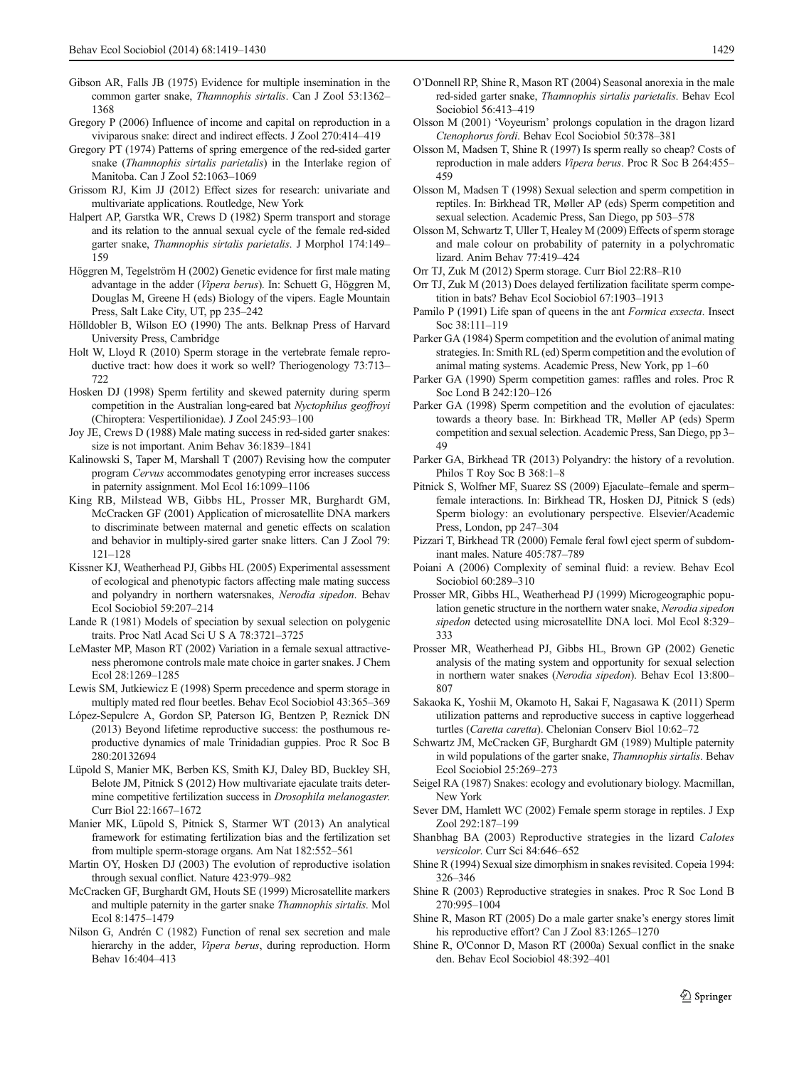Gibson AR, Falls JB (1975) Evidence for multiple insemination in the common garter snake, *Thamnophis sirtalis*. Can J Zool 53:1362–1368

Gregory P (2006) Influence of income and capital on reproduction in a viviparous snake: direct and indirect effects. J Zool 270:414–419

Gregory PT (1974) Patterns of spring emergence of the red-sided garter snake (*Thamnophis sirtalis parietalis*) in the Interlake region of Manitoba. Can J Zool 52:1063–1069

Grissom RJ, Kim JJ (2012) Effect sizes for research: univariate and multivariate applications. Routledge, New York

Halpert AP, Garstka WR, Crews D (1982) Sperm transport and storage and its relation to the annual sexual cycle of the female red-sided garter snake, *Thamnophis sirtalis parietalis*. J Morphol 174:149–159

Höggren M, Tegelström H (2002) Genetic evidence for first male mating advantage in the adder (*Vipera berus*). In: Schuett G, Höggren M, Douglas M, Greene H (eds) Biology of the vipers. Eagle Mountain Press, Salt Lake City, UT, pp 235–242

Hölldobler B, Wilson EO (1990) The ants. Belknap Press of Harvard University Press, Cambridge

Holt W, Lloyd R (2010) Sperm storage in the vertebrate female reproductive tract: how does it work so well? Theriogenology 73:713–722

Hosken DJ (1998) Sperm fertility and skewed paternity during sperm competition in the Australian long-eared bat *Nyctophilus geoffroyi* (Chiroptera: Vespertilionidae). J Zool 245:93–100

Joy JE, Crews D (1988) Male mating success in red-sided garter snakes: size is not important. Anim Behav 36:1839–1841

Kalinowski S, Taper M, Marshall T (2007) Revising how the computer program *Cervus* accommodates genotyping error increases success in paternity assignment. Mol Ecol 16:1099–1106

King RB, Milstead WB, Gibbs HL, Prosser MR, Burghardt GM, McCracken GF (2001) Application of microsatellite DNA markers to discriminate between maternal and genetic effects on scalation and behavior in multiply-sired garter snake litters. Can J Zool 79:121–128

Kissner KJ, Weatherhead PJ, Gibbs HL (2005) Experimental assessment of ecological and phenotypic factors affecting male mating success and polyandry in northern watersnakes, *Nerodia sipedon*. Behav Ecol Sociobiol 59:207–214

Lande R (1981) Models of speciation by sexual selection on polygenic traits. Proc Natl Acad Sci U S A 78:3721–3725

LeMaster MP, Mason RT (2002) Variation in a female sexual attractiveness pheromone controls male mate choice in garter snakes. J Chem Ecol 28:1269–1285

Lewis SM, Jutkiewicz E (1998) Sperm precedence and sperm storage in multiply mated red flour beetles. Behav Ecol Sociobiol 43:365–369

López-Sepulcre A, Gordon SP, Paterson IG, Bentzen P, Reznick DN (2013) Beyond lifetime reproductive success: the posthumous reproductive dynamics of male Trinidadian guppies. Proc R Soc B 280:20132694

Lüpold S, Manier MK, Berben KS, Smith KJ, Daley BD, Buckley SH, Belote JM, Pitnick S (2012) How multivariate ejaculate traits determine competitive fertilization success in *Drosophila melanogaster*. Curr Biol 22:1667–1672

Manier MK, Lüpold S, Pitnick S, Starmer WT (2013) An analytical framework for estimating fertilization bias and the fertilization set from multiple sperm-storage organs. Am Nat 182:552–561

Martin OY, Hosken DJ (2003) The evolution of reproductive isolation through sexual conflict. Nature 423:979–982

McCracken GF, Burghardt GM, Houts SE (1999) Microsatellite markers and multiple paternity in the garter snake *Thamnophis sirtalis*. Mol Ecol 8:1475–1479

Nilson G, Andrén C (1982) Function of renal sex secretion and male hierarchy in the adder, *Vipera berus*, during reproduction. Horm Behav 16:404–413

O'Donnell RP, Shine R, Mason RT (2004) Seasonal anorexia in the male red-sided garter snake, *Thamnophis sirtalis parietalis*. Behav Ecol Sociobiol 56:413–419

Olsson M (2001) 'Voyeurism' prolongs copulation in the dragon lizard *Ctenophorus fordi*. Behav Ecol Sociobiol 50:378–381

Olsson M, Madsen T, Shine R (1997) Is sperm really so cheap? Costs of reproduction in male adders *Vipera berus*. Proc R Soc B 264:455–459

Olsson M, Madsen T (1998) Sexual selection and sperm competition in reptiles. In: Birkhead TR, Møller AP (eds) Sperm competition and sexual selection. Academic Press, San Diego, pp 503–578

Olsson M, Schwartz T, Uller T, Healey M (2009) Effects of sperm storage and male colour on probability of paternity in a polychromatic lizard. Anim Behav 77:419–424

Orr TJ, Zuk M (2012) Sperm storage. Curr Biol 22:R8–R10

Orr TJ, Zuk M (2013) Does delayed fertilization facilitate sperm competition in bats? Behav Ecol Sociobiol 67:1903–1913

Pamilo P (1991) Life span of queens in the ant *Formica exsecta*. Insect Soc 38:111–119

Parker GA (1984) Sperm competition and the evolution of animal mating strategies. In: Smith RL (ed) Sperm competition and the evolution of animal mating systems. Academic Press, New York, pp 1–60

Parker GA (1990) Sperm competition games: raffles and roles. Proc R Soc Lond B 242:120–126

Parker GA (1998) Sperm competition and the evolution of ejaculates: towards a theory base. In: Birkhead TR, Møller AP (eds) Sperm competition and sexual selection. Academic Press, San Diego, pp 3–49

Parker GA, Birkhead TR (2013) Polyandry: the history of a revolution. Philos T Roy Soc B 368:1–8

Pitnick S, Wolfner MF, Suarez SS (2009) Ejaculate–female and sperm–female interactions. In: Birkhead TR, Hosken DJ, Pitnick S (eds) Sperm biology: an evolutionary perspective. Elsevier/Academic Press, London, pp 247–304

Pizzari T, Birkhead TR (2000) Female feral fowl eject sperm of subdominant males. Nature 405:787–789

Poiani A (2006) Complexity of seminal fluid: a review. Behav Ecol Sociobiol 60:289–310

Prosser MR, Gibbs HL, Weatherhead PJ (1999) Microgeographic population genetic structure in the northern water snake, *Nerodia sipedon sipedon* detected using microsatellite DNA loci. Mol Ecol 8:329–333

Prosser MR, Weatherhead PJ, Gibbs HL, Brown GP (2002) Genetic analysis of the mating system and opportunity for sexual selection in northern water snakes (*Nerodia sipedon*). Behav Ecol 13:800–807

Sakaoka K, Yoshii M, Okamoto H, Sakai F, Nagasawa K (2011) Sperm utilization patterns and reproductive success in captive loggerhead turtles (*Caretta caretta*). Chelonian Conserv Biol 10:62–72

Schwartz JM, McCracken GF, Burghardt GM (1989) Multiple paternity in wild populations of the garter snake, *Thamnophis sirtalis*. Behav Ecol Sociobiol 25:269–273

Seigel RA (1987) Snakes: ecology and evolutionary biology. Macmillan, New York

Sever DM, Hamlett WC (2002) Female sperm storage in reptiles. J Exp Zool 292:187–199

Shanbhag BA (2003) Reproductive strategies in the lizard *Calotes versicolor*. Curr Sci 84:646–652

Shine R (1994) Sexual size dimorphism in snakes revisited. Copeia 1994: 326–346

Shine R (2003) Reproductive strategies in snakes. Proc R Soc Lond B 270:995–1004

Shine R, Mason RT (2005) Do a male garter snake's energy stores limit his reproductive effort? Can J Zool 83:1265–1270

Shine R, O'Connor D, Mason RT (2000a) Sexual conflict in the snake den. Behav Ecol Sociobiol 48:392–401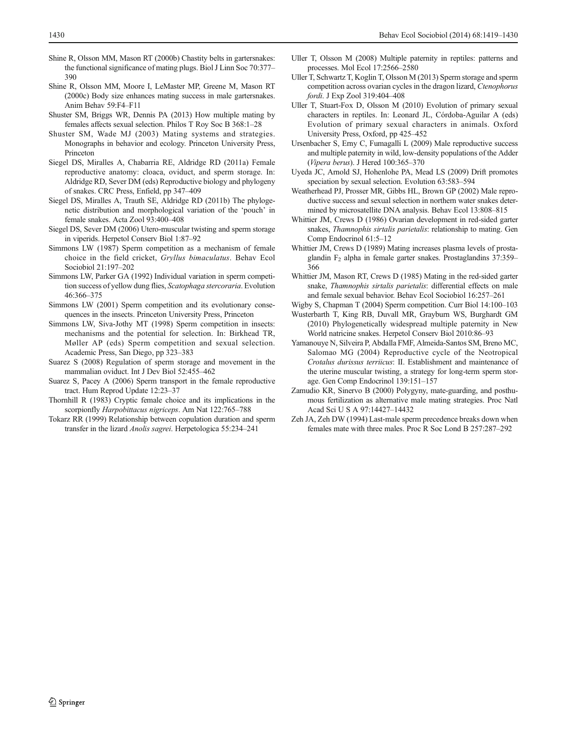Shine R, Olsson MM, Mason RT (2000b) Chastity belts in gartersnakes: the functional significance of mating plugs. Biol J Linn Soc 70:377–390

Shine R, Olsson MM, Moore I, LeMaster MP, Greene M, Mason RT (2000c) Body size enhances mating success in male gartersnakes. Anim Behav 59:F4–F11

Shuster SM, Briggs WR, Dennis PA (2013) How multiple mating by females affects sexual selection. Philos T Roy Soc B 368:1–28

Shuster SM, Wade MJ (2003) Mating systems and strategies. Monographs in behavior and ecology. Princeton University Press, Princeton

Siegel DS, Miralles A, Chabarria RE, Aldridge RD (2011a) Female reproductive anatomy: cloaca, oviduct, and sperm storage. In: Aldridge RD, Sever DM (eds) Reproductive biology and phylogeny of snakes. CRC Press, Enfield, pp 347–409

Siegel DS, Miralles A, Trauth SE, Aldridge RD (2011b) The phylogenetic distribution and morphological variation of the 'pouch' in female snakes. Acta Zool 93:400–408

Siegel DS, Sever DM (2006) Utero-muscular twisting and sperm storage in viperids. Herpetol Conserv Biol 1:87–92

Simmons LW (1987) Sperm competition as a mechanism of female choice in the field cricket, *Gryllus bimaculatus*. Behav Ecol Sociobiol 21:197–202

Simmons LW, Parker GA (1992) Individual variation in sperm competition success of yellow dung flies, *Scatophaga stercoraria*. Evolution 46:366–375

Simmons LW (2001) Sperm competition and its evolutionary consequences in the insects. Princeton University Press, Princeton

Simmons LW, Siva-Jothy MT (1998) Sperm competition in insects: mechanisms and the potential for selection. In: Birkhead TR, Møller AP (eds) Sperm competition and sexual selection. Academic Press, San Diego, pp 323–383

Suarez S (2008) Regulation of sperm storage and movement in the mammalian oviduct. Int J Dev Biol 52:455–462

Suarez S, Pacey A (2006) Sperm transport in the female reproductive tract. Hum Reprod Update 12:23–37

Thornhill R (1983) Cryptic female choice and its implications in the scorpionfly *Harpobittacus nigriceps*. Am Nat 122:765–788

Tokarz RR (1999) Relationship between copulation duration and sperm transfer in the lizard *Anolis sagrei*. Herpetologica 55:234–241

Uller T, Olsson M (2008) Multiple paternity in reptiles: patterns and processes. Mol Ecol 17:2566–2580

Uller T, Schwartz T, Koglin T, Olsson M (2013) Sperm storage and sperm competition across ovarian cycles in the dragon lizard, *Ctenophorus fordi*. J Exp Zool 319:404–408

Uller T, Stuart-Fox D, Olsson M (2010) Evolution of primary sexual characters in reptiles. In: Leonard JL, Córdoba-Aguilar A (eds) Evolution of primary sexual characters in animals. Oxford University Press, Oxford, pp 425–452

Ursenbacher S, Erny C, Fumagalli L (2009) Male reproductive success and multiple paternity in wild, low-density populations of the Adder (*Vipera berus*). J Hered 100:365–370

Uyeda JC, Arnold SJ, Hohenlohe PA, Mead LS (2009) Drift promotes speciation by sexual selection. Evolution 63:583–594

Weatherhead PJ, Prosser MR, Gibbs HL, Brown GP (2002) Male reproductive success and sexual selection in northern water snakes determined by microsatellite DNA analysis. Behav Ecol 13:808–815

Whittier JM, Crews D (1986) Ovarian development in red-sided garter snakes, *Thamnophis sirtalis parietalis*: relationship to mating. Gen Comp Endocrinol 61:5–12

Whittier JM, Crews D (1989) Mating increases plasma levels of prostaglandin $F_2$ alpha in female garter snakes. Prostaglandins 37:359–366

Whittier JM, Mason RT, Crews D (1985) Mating in the red-sided garter snake, *Thamnophis sirtalis parietalis*: differential effects on male and female sexual behavior. Behav Ecol Sociobiol 16:257–261

Wigby S, Chapman T (2004) Sperm competition. Curr Biol 14:100–103

Wusterbarth T, King RB, Duvall MR, Grayburn WS, Burghardt GM (2010) Phylogenetically widespread multiple paternity in New World natricine snakes. Herpetol Conserv Biol 2010:86–93

Yamanouye N, Silveira P, Abdalla FMF, Almeida-Santos SM, Breno MC, Salomao MG (2004) Reproductive cycle of the Neotropical *Crotalus durissus terriicus*: II. Establishment and maintenance of the uterine muscular twisting, a strategy for long-term sperm storage. Gen Comp Endocrinol 139:151–157

Zamudio KR, Sinervo B (2000) Polygyny, mate-guarding, and posthumous fertilization as alternative male mating strategies. Proc Natl Acad Sci U S A 97:14427–14432

Zeh JA, Zeh DW (1994) Last-male sperm precedence breaks down when females mate with three males. Proc R Soc Lond B 257:287–292